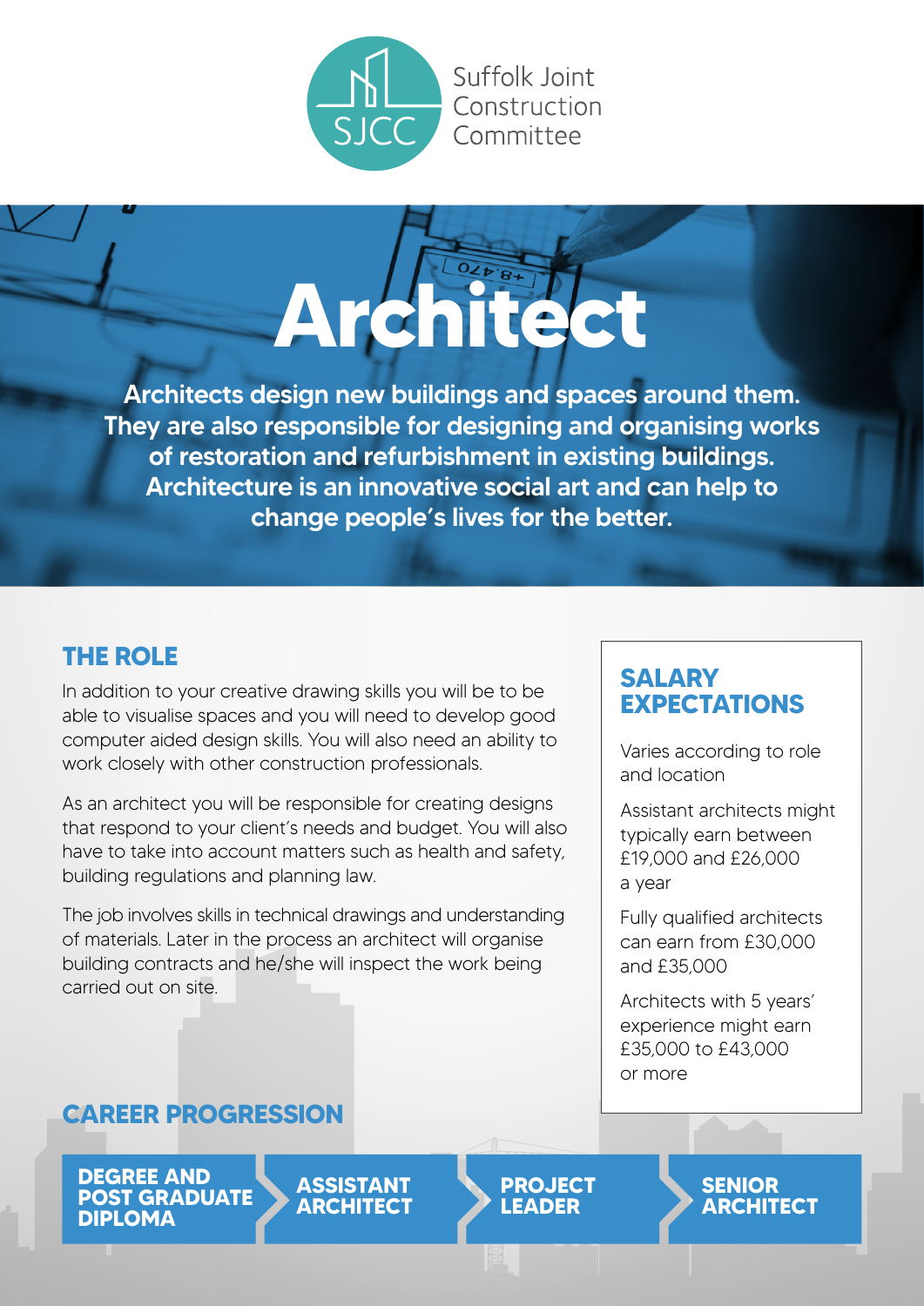Suffolk Joint Construction Committee

# Architect

**Architects design new buildings and spaces around them. They are also responsible for designing and organising works of restoration and refurbishment in existing buildings. Architecture is an innovative social art and can help to change people's lives for the better.**

## THE ROLE

In addition to your creative drawing skills you will be to be able to visualise spaces and you will need to develop good computer aided design skills. You will also need an ability to work closely with other construction professionals.

As an architect you will be responsible for creating designs that respond to your client's needs and budget. You will also have to take into account matters such as health and safety, building regulations and planning law.

The job involves skills in technical drawings and understanding of materials. Later in the process an architect will organise building contracts and he/she will inspect the work being carried out on site.

## SALARY EXPECTATIONS

Varies according to role and location

Assistant architects might typically earn between £19,000 and £26,000 a year

Fully qualified architects can earn from £30,000 and £35,000

Architects with 5 years' experience might earn £35,000 to £43,000 or more

## CAREER PROGRESSION

**DEGREE AND POST GRADUATE DIPLOMA** → **ASSISTANT ARCHITECT** → **PROJECT LEADER** → **SENIOR ARCHITECT**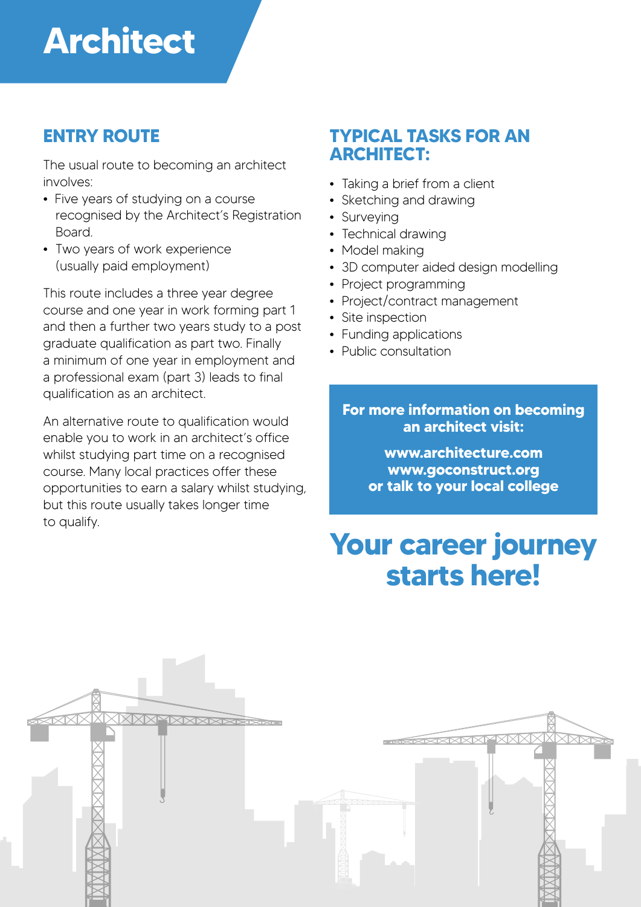# Architect

## ENTRY ROUTE

The usual route to becoming an architect involves:

- Five years of studying on a course recognised by the Architect's Registration Board.
- Two years of work experience (usually paid employment)

This route includes a three year degree course and one year in work forming part 1 and then a further two years study to a post graduate qualification as part two. Finally a minimum of one year in employment and a professional exam (part 3) leads to final qualification as an architect.

An alternative route to qualification would enable you to work in an architect's office whilst studying part time on a recognised course. Many local practices offer these opportunities to earn a salary whilst studying, but this route usually takes longer time to qualify.

## TYPICAL TASKS FOR AN ARCHITECT:

- Taking a brief from a client
- Sketching and drawing
- Surveying
- Technical drawing
- Model making
- 3D computer aided design modelling
- Project programming
- Project/contract management
- Site inspection
- Funding applications
- Public consultation

**For more information on becoming an architect visit:**

**www.architecture.com**
**www.goconstruct.org**
**or talk to your local college**

# Your career journey starts here!